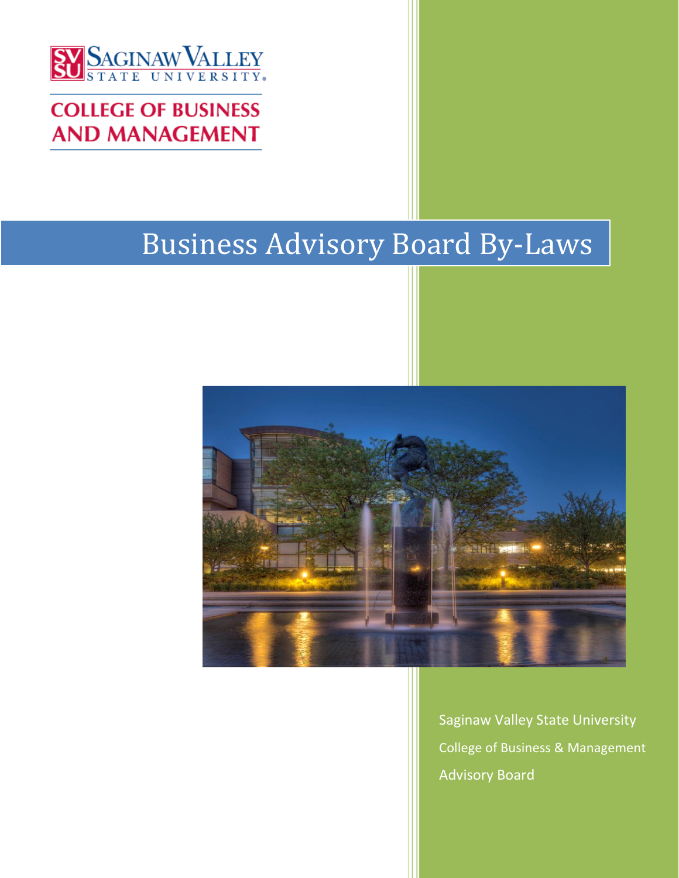Saginaw Valley State University

COLLEGE OF BUSINESS AND MANAGEMENT

# Business Advisory Board By-Laws

Saginaw Valley State University

College of Business & Management

Advisory Board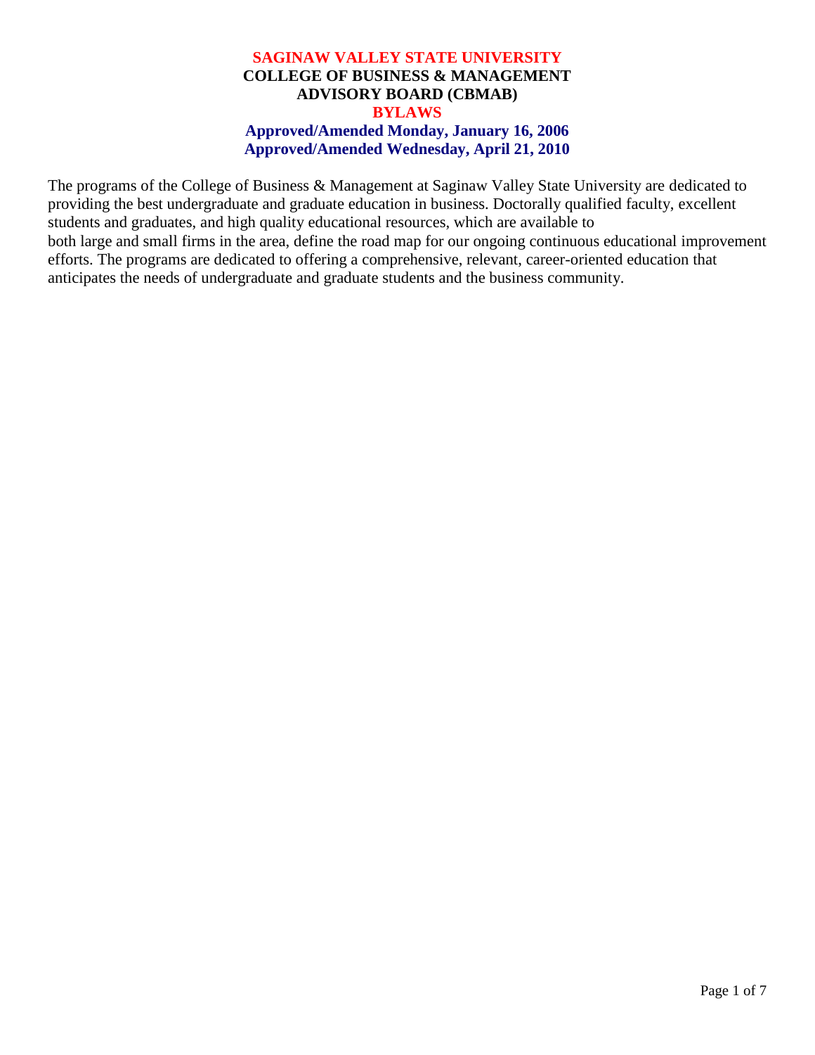# SAGINAW VALLEY STATE UNIVERSITY
## COLLEGE OF BUSINESS & MANAGEMENT ADVISORY BOARD (CBMAB)
## BYLAWS

**Approved/Amended Monday, January 16, 2006**
**Approved/Amended Wednesday, April 21, 2010**

The programs of the College of Business & Management at Saginaw Valley State University are dedicated to providing the best undergraduate and graduate education in business. Doctorally qualified faculty, excellent students and graduates, and high quality educational resources, which are available to both large and small firms in the area, define the road map for our ongoing continuous educational improvement efforts. The programs are dedicated to offering a comprehensive, relevant, career-oriented education that anticipates the needs of undergraduate and graduate students and the business community.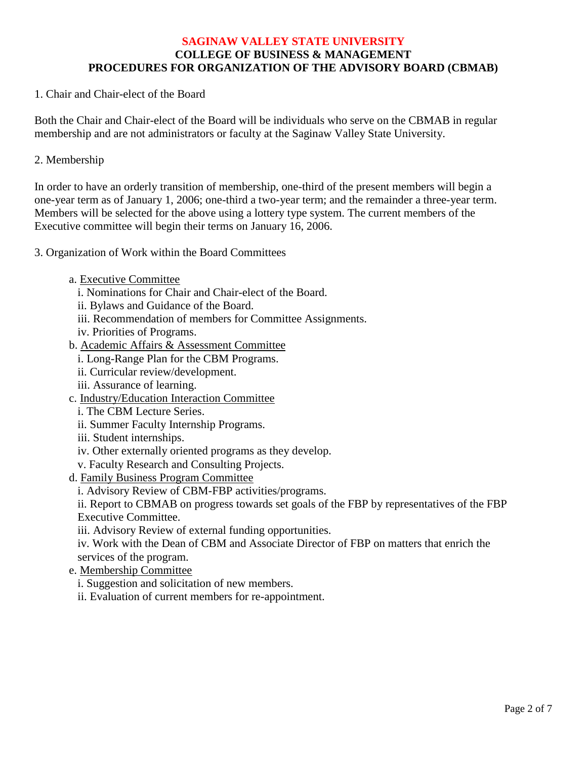# SAGINAW VALLEY STATE UNIVERSITY
## COLLEGE OF BUSINESS & MANAGEMENT
## PROCEDURES FOR ORGANIZATION OF THE ADVISORY BOARD (CBMAB)

1. Chair and Chair-elect of the Board

Both the Chair and Chair-elect of the Board will be individuals who serve on the CBMAB in regular membership and are not administrators or faculty at the Saginaw Valley State University.

2. Membership

In order to have an orderly transition of membership, one-third of the present members will begin a one-year term as of January 1, 2006; one-third a two-year term; and the remainder a three-year term. Members will be selected for the above using a lottery type system. The current members of the Executive committee will begin their terms on January 16, 2006.

3. Organization of Work within the Board Committees

- a. <u>Executive Committee</u>
  - i. Nominations for Chair and Chair-elect of the Board.
  - ii. Bylaws and Guidance of the Board.
  - iii. Recommendation of members for Committee Assignments.
  - iv. Priorities of Programs.
- b. <u>Academic Affairs & Assessment Committee</u>
  - i. Long-Range Plan for the CBM Programs.
  - ii. Curricular review/development.
  - iii. Assurance of learning.
- c. <u>Industry/Education Interaction Committee</u>
  - i. The CBM Lecture Series.
  - ii. Summer Faculty Internship Programs.
  - iii. Student internships.
  - iv. Other externally oriented programs as they develop.
  - v. Faculty Research and Consulting Projects.
- d. <u>Family Business Program Committee</u>
  - i. Advisory Review of CBM-FBP activities/programs.
  - ii. Report to CBMAB on progress towards set goals of the FBP by representatives of the FBP Executive Committee.
  - iii. Advisory Review of external funding opportunities.
  - iv. Work with the Dean of CBM and Associate Director of FBP on matters that enrich the services of the program.
- e. <u>Membership Committee</u>
  - i. Suggestion and solicitation of new members.
  - ii. Evaluation of current members for re-appointment.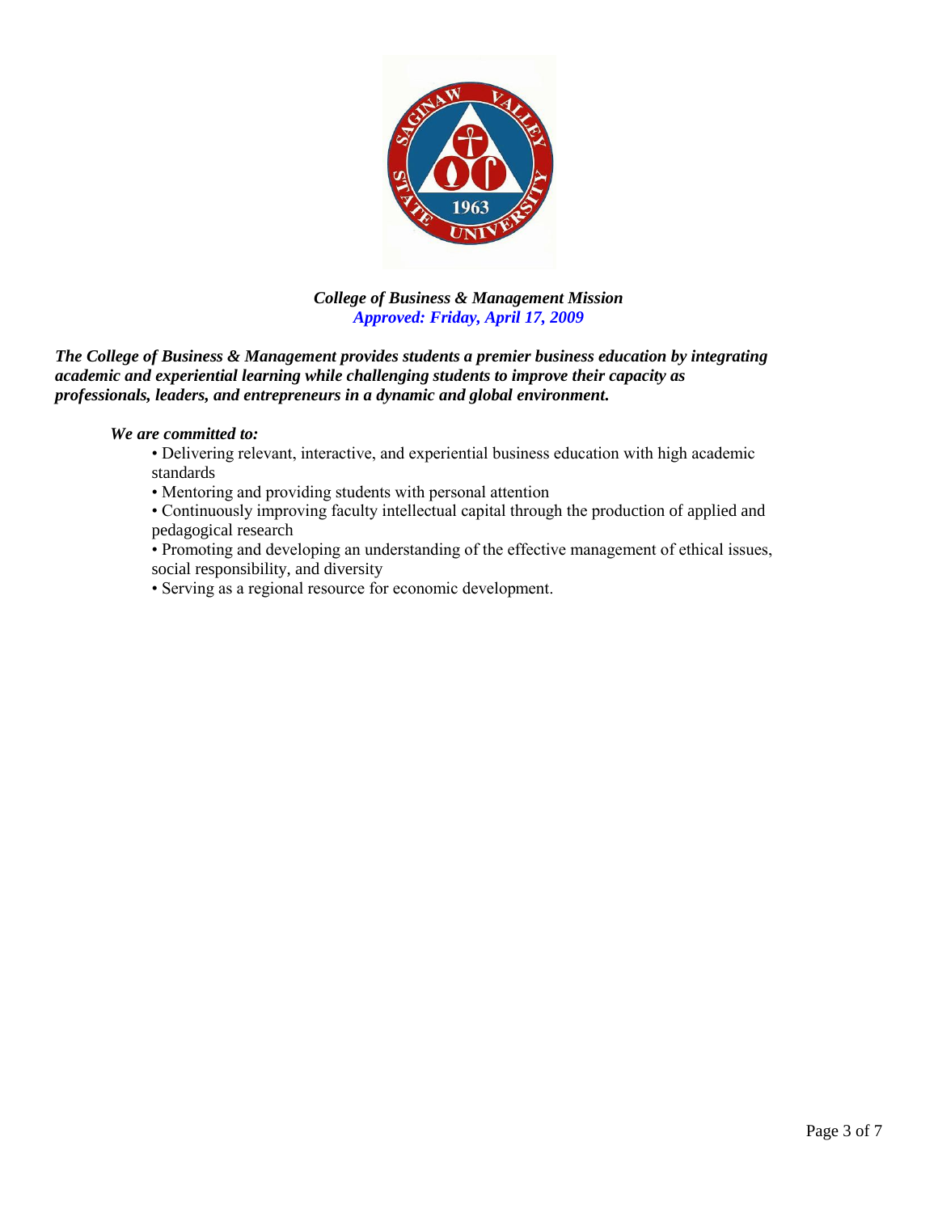***College of Business & Management Mission***
***Approved: Friday, April 17, 2009***

***The College of Business & Management provides students a premier business education by integrating academic and experiential learning while challenging students to improve their capacity as professionals, leaders, and entrepreneurs in a dynamic and global environment.***

***We are committed to:***

- Delivering relevant, interactive, and experiential business education with high academic standards
- Mentoring and providing students with personal attention
- Continuously improving faculty intellectual capital through the production of applied and pedagogical research
- Promoting and developing an understanding of the effective management of ethical issues, social responsibility, and diversity
- Serving as a regional resource for economic development.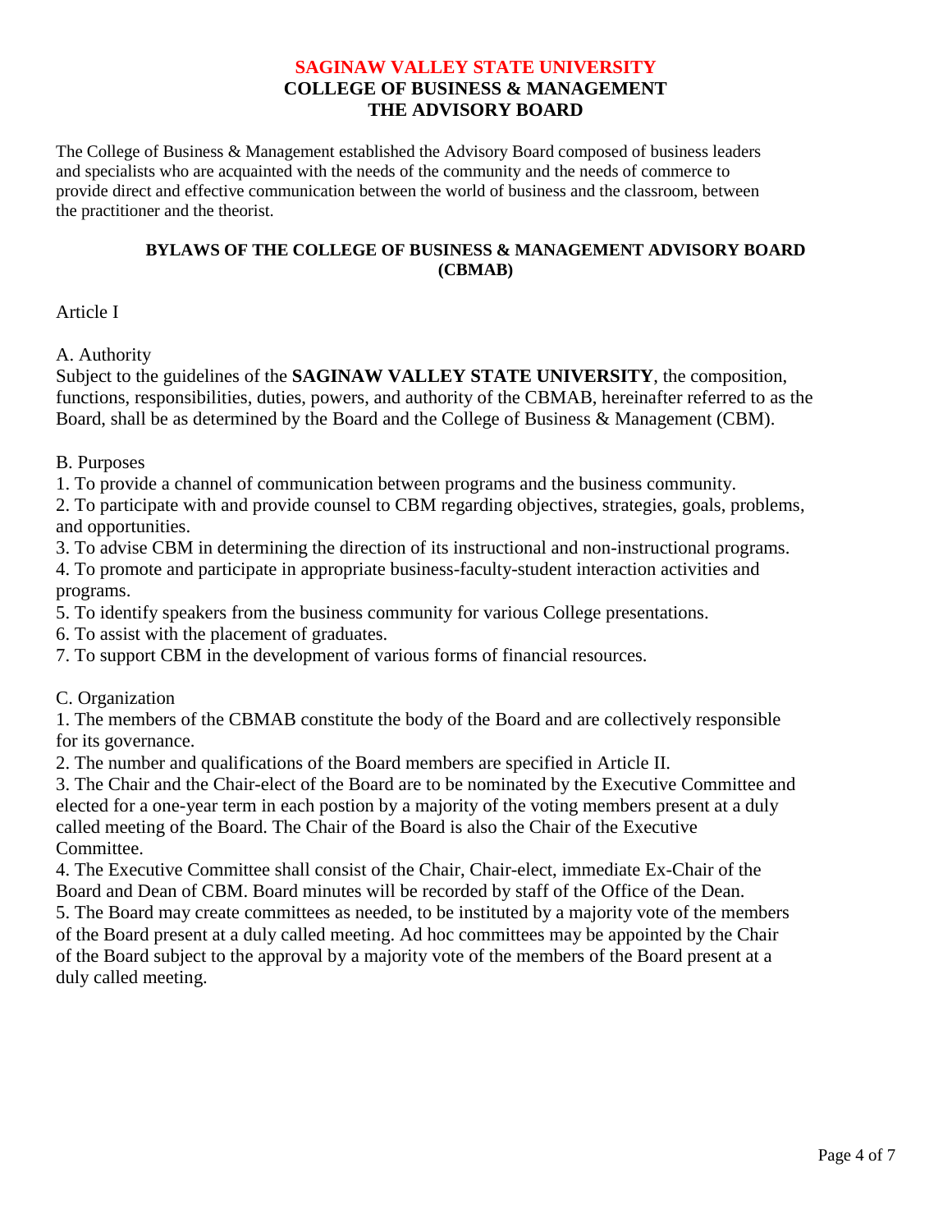**SAGINAW VALLEY STATE UNIVERSITY**
**COLLEGE OF BUSINESS & MANAGEMENT**
**THE ADVISORY BOARD**

The College of Business & Management established the Advisory Board composed of business leaders and specialists who are acquainted with the needs of the community and the needs of commerce to provide direct and effective communication between the world of business and the classroom, between the practitioner and the theorist.

## BYLAWS OF THE COLLEGE OF BUSINESS & MANAGEMENT ADVISORY BOARD (CBMAB)

### Article I

A. Authority

Subject to the guidelines of the **SAGINAW VALLEY STATE UNIVERSITY**, the composition, functions, responsibilities, duties, powers, and authority of the CBMAB, hereinafter referred to as the Board, shall be as determined by the Board and the College of Business & Management (CBM).

B. Purposes

1. To provide a channel of communication between programs and the business community.
2. To participate with and provide counsel to CBM regarding objectives, strategies, goals, problems, and opportunities.
3. To advise CBM in determining the direction of its instructional and non-instructional programs.
4. To promote and participate in appropriate business-faculty-student interaction activities and programs.
5. To identify speakers from the business community for various College presentations.
6. To assist with the placement of graduates.
7. To support CBM in the development of various forms of financial resources.

C. Organization

1. The members of the CBMAB constitute the body of the Board and are collectively responsible for its governance.
2. The number and qualifications of the Board members are specified in Article II.
3. The Chair and the Chair-elect of the Board are to be nominated by the Executive Committee and elected for a one-year term in each postion by a majority of the voting members present at a duly called meeting of the Board. The Chair of the Board is also the Chair of the Executive Committee.
4. The Executive Committee shall consist of the Chair, Chair-elect, immediate Ex-Chair of the Board and Dean of CBM. Board minutes will be recorded by staff of the Office of the Dean.
5. The Board may create committees as needed, to be instituted by a majority vote of the members of the Board present at a duly called meeting. Ad hoc committees may be appointed by the Chair of the Board subject to the approval by a majority vote of the members of the Board present at a duly called meeting.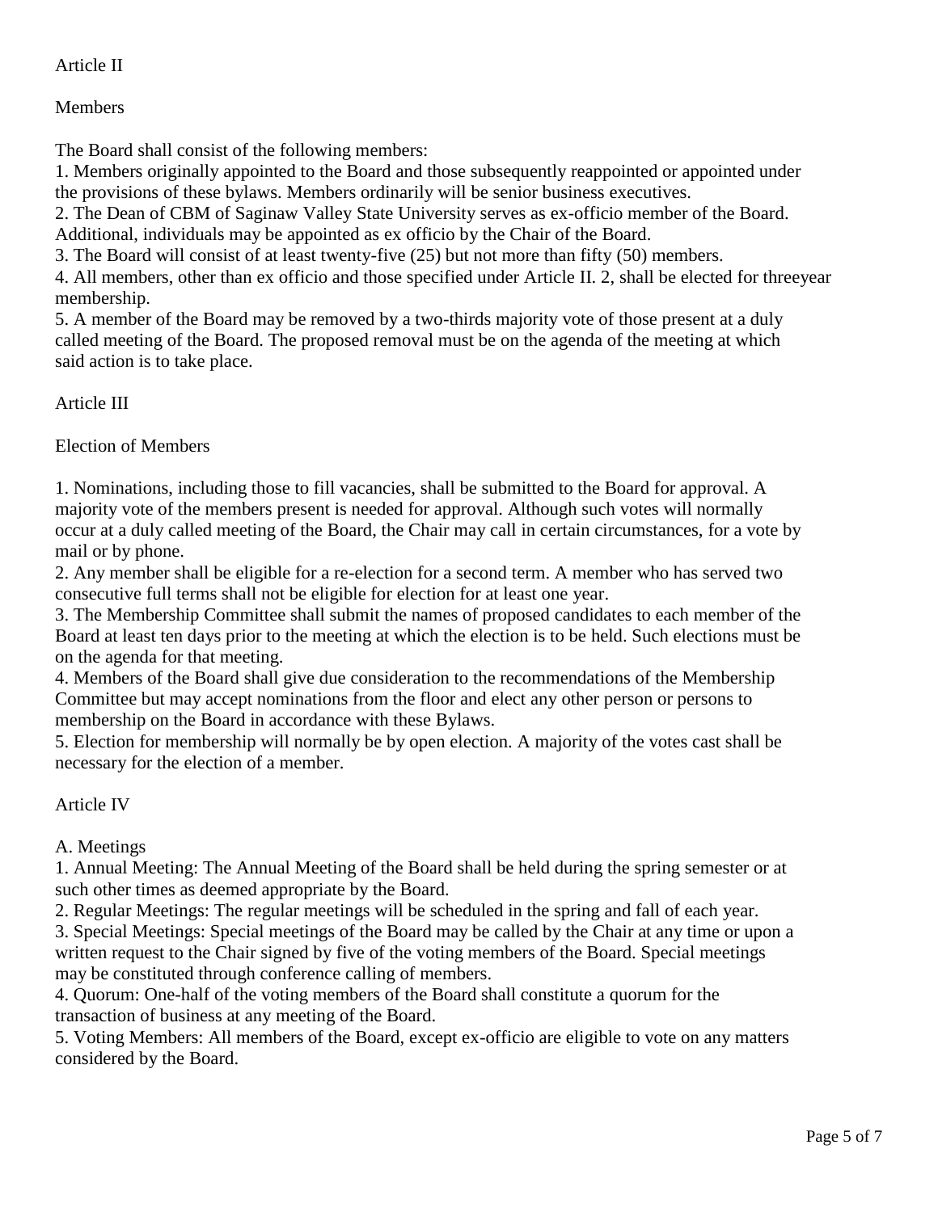## Article II

## Members

The Board shall consist of the following members:

1. Members originally appointed to the Board and those subsequently reappointed or appointed under the provisions of these bylaws. Members ordinarily will be senior business executives.
2. The Dean of CBM of Saginaw Valley State University serves as ex-officio member of the Board. Additional, individuals may be appointed as ex officio by the Chair of the Board.
3. The Board will consist of at least twenty-five (25) but not more than fifty (50) members.
4. All members, other than ex officio and those specified under Article II. 2, shall be elected for threeyear membership.
5. A member of the Board may be removed by a two-thirds majority vote of those present at a duly called meeting of the Board. The proposed removal must be on the agenda of the meeting at which said action is to take place.

## Article III

## Election of Members

1. Nominations, including those to fill vacancies, shall be submitted to the Board for approval. A majority vote of the members present is needed for approval. Although such votes will normally occur at a duly called meeting of the Board, the Chair may call in certain circumstances, for a vote by mail or by phone.
2. Any member shall be eligible for a re-election for a second term. A member who has served two consecutive full terms shall not be eligible for election for at least one year.
3. The Membership Committee shall submit the names of proposed candidates to each member of the Board at least ten days prior to the meeting at which the election is to be held. Such elections must be on the agenda for that meeting.
4. Members of the Board shall give due consideration to the recommendations of the Membership Committee but may accept nominations from the floor and elect any other person or persons to membership on the Board in accordance with these Bylaws.
5. Election for membership will normally be by open election. A majority of the votes cast shall be necessary for the election of a member.

## Article IV

### A. Meetings

1. Annual Meeting: The Annual Meeting of the Board shall be held during the spring semester or at such other times as deemed appropriate by the Board.
2. Regular Meetings: The regular meetings will be scheduled in the spring and fall of each year.
3. Special Meetings: Special meetings of the Board may be called by the Chair at any time or upon a written request to the Chair signed by five of the voting members of the Board. Special meetings may be constituted through conference calling of members.
4. Quorum: One-half of the voting members of the Board shall constitute a quorum for the transaction of business at any meeting of the Board.
5. Voting Members: All members of the Board, except ex-officio are eligible to vote on any matters considered by the Board.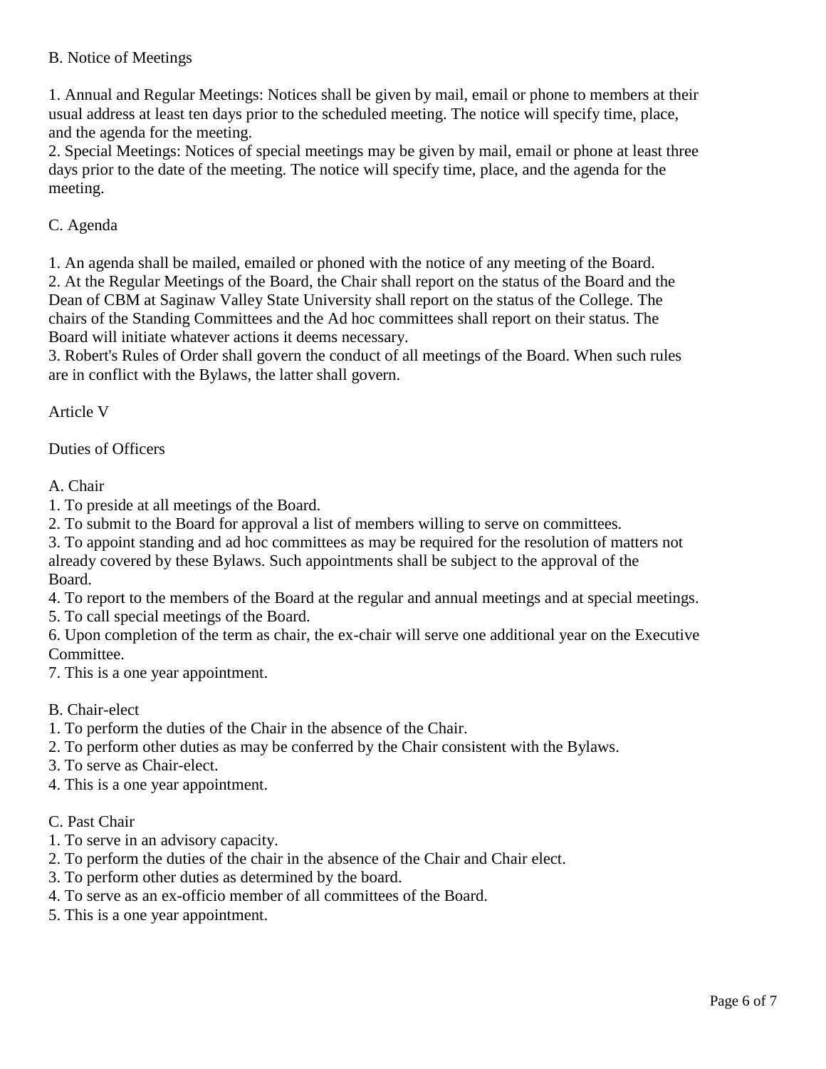B. Notice of Meetings

1. Annual and Regular Meetings: Notices shall be given by mail, email or phone to members at their usual address at least ten days prior to the scheduled meeting. The notice will specify time, place, and the agenda for the meeting.
2. Special Meetings: Notices of special meetings may be given by mail, email or phone at least three days prior to the date of the meeting. The notice will specify time, place, and the agenda for the meeting.

C. Agenda

1. An agenda shall be mailed, emailed or phoned with the notice of any meeting of the Board.
2. At the Regular Meetings of the Board, the Chair shall report on the status of the Board and the Dean of CBM at Saginaw Valley State University shall report on the status of the College. The chairs of the Standing Committees and the Ad hoc committees shall report on their status. The Board will initiate whatever actions it deems necessary.
3. Robert's Rules of Order shall govern the conduct of all meetings of the Board. When such rules are in conflict with the Bylaws, the latter shall govern.

## Article V

## Duties of Officers

A. Chair
1. To preside at all meetings of the Board.
2. To submit to the Board for approval a list of members willing to serve on committees.
3. To appoint standing and ad hoc committees as may be required for the resolution of matters not already covered by these Bylaws. Such appointments shall be subject to the approval of the Board.
4. To report to the members of the Board at the regular and annual meetings and at special meetings.
5. To call special meetings of the Board.
6. Upon completion of the term as chair, the ex-chair will serve one additional year on the Executive Committee.
7. This is a one year appointment.

B. Chair-elect
1. To perform the duties of the Chair in the absence of the Chair.
2. To perform other duties as may be conferred by the Chair consistent with the Bylaws.
3. To serve as Chair-elect.
4. This is a one year appointment.

C. Past Chair
1. To serve in an advisory capacity.
2. To perform the duties of the chair in the absence of the Chair and Chair elect.
3. To perform other duties as determined by the board.
4. To serve as an ex-officio member of all committees of the Board.
5. This is a one year appointment.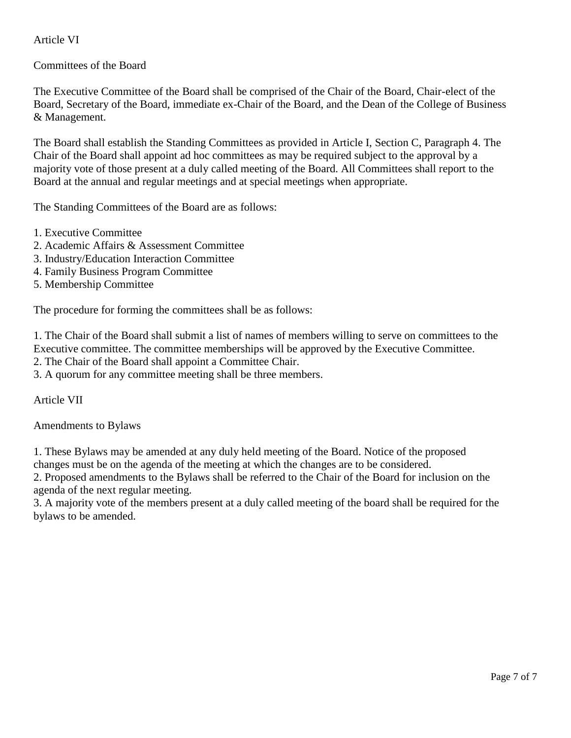## Article VI

### Committees of the Board

The Executive Committee of the Board shall be comprised of the Chair of the Board, Chair-elect of the Board, Secretary of the Board, immediate ex-Chair of the Board, and the Dean of the College of Business & Management.

The Board shall establish the Standing Committees as provided in Article I, Section C, Paragraph 4. The Chair of the Board shall appoint ad hoc committees as may be required subject to the approval by a majority vote of those present at a duly called meeting of the Board. All Committees shall report to the Board at the annual and regular meetings and at special meetings when appropriate.

The Standing Committees of the Board are as follows:

1. Executive Committee
2. Academic Affairs & Assessment Committee
3. Industry/Education Interaction Committee
4. Family Business Program Committee
5. Membership Committee

The procedure for forming the committees shall be as follows:

1. The Chair of the Board shall submit a list of names of members willing to serve on committees to the Executive committee. The committee memberships will be approved by the Executive Committee.
2. The Chair of the Board shall appoint a Committee Chair.
3. A quorum for any committee meeting shall be three members.

## Article VII

### Amendments to Bylaws

1. These Bylaws may be amended at any duly held meeting of the Board. Notice of the proposed changes must be on the agenda of the meeting at which the changes are to be considered.
2. Proposed amendments to the Bylaws shall be referred to the Chair of the Board for inclusion on the agenda of the next regular meeting.
3. A majority vote of the members present at a duly called meeting of the board shall be required for the bylaws to be amended.